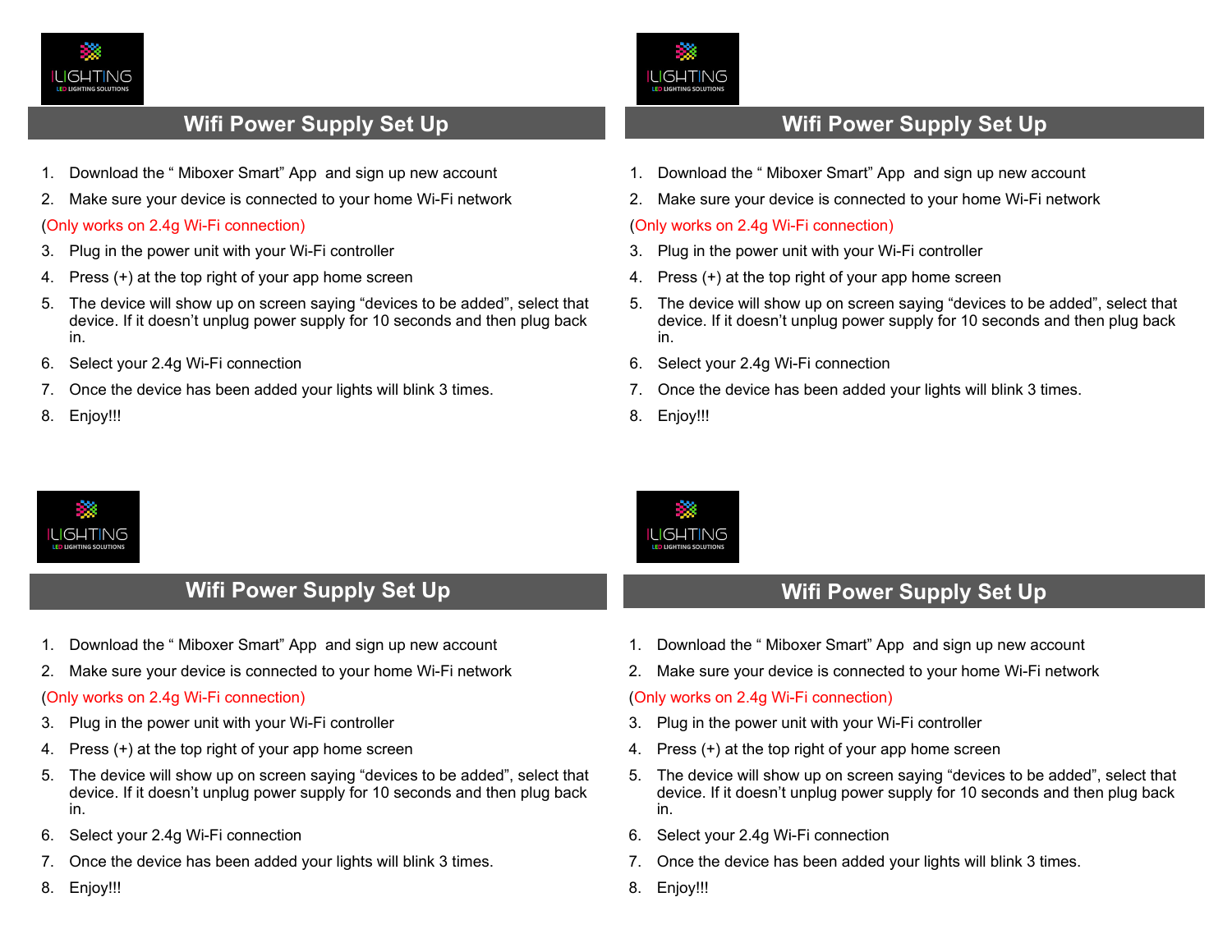ILIGHTING
LED LIGHTING SOLUTIONS

## Wifi Power Supply Set Up

1. Download the " Miboxer Smart" App  and sign up new account
2. Make sure your device is connected to your home Wi-Fi network

(Only works on 2.4g Wi-Fi connection)

3. Plug in the power unit with your Wi-Fi controller
4. Press (+) at the top right of your app home screen
5. The device will show up on screen saying "devices to be added", select that device. If it doesn't unplug power supply for 10 seconds and then plug back in.
6. Select your 2.4g Wi-Fi connection
7. Once the device has been added your lights will blink 3 times.
8. Enjoy!!!

ILIGHTING
LED LIGHTING SOLUTIONS

## Wifi Power Supply Set Up

1. Download the " Miboxer Smart" App  and sign up new account
2. Make sure your device is connected to your home Wi-Fi network

(Only works on 2.4g Wi-Fi connection)

3. Plug in the power unit with your Wi-Fi controller
4. Press (+) at the top right of your app home screen
5. The device will show up on screen saying "devices to be added", select that device. If it doesn't unplug power supply for 10 seconds and then plug back in.
6. Select your 2.4g Wi-Fi connection
7. Once the device has been added your lights will blink 3 times.
8. Enjoy!!!

ILIGHTING
LED LIGHTING SOLUTIONS

## Wifi Power Supply Set Up

1. Download the " Miboxer Smart" App  and sign up new account
2. Make sure your device is connected to your home Wi-Fi network

(Only works on 2.4g Wi-Fi connection)

3. Plug in the power unit with your Wi-Fi controller
4. Press (+) at the top right of your app home screen
5. The device will show up on screen saying "devices to be added", select that device. If it doesn't unplug power supply for 10 seconds and then plug back in.
6. Select your 2.4g Wi-Fi connection
7. Once the device has been added your lights will blink 3 times.
8. Enjoy!!!

ILIGHTING
LED LIGHTING SOLUTIONS

## Wifi Power Supply Set Up

1. Download the " Miboxer Smart" App  and sign up new account
2. Make sure your device is connected to your home Wi-Fi network

(Only works on 2.4g Wi-Fi connection)

3. Plug in the power unit with your Wi-Fi controller
4. Press (+) at the top right of your app home screen
5. The device will show up on screen saying "devices to be added", select that device. If it doesn't unplug power supply for 10 seconds and then plug back in.
6. Select your 2.4g Wi-Fi connection
7. Once the device has been added your lights will blink 3 times.
8. Enjoy!!!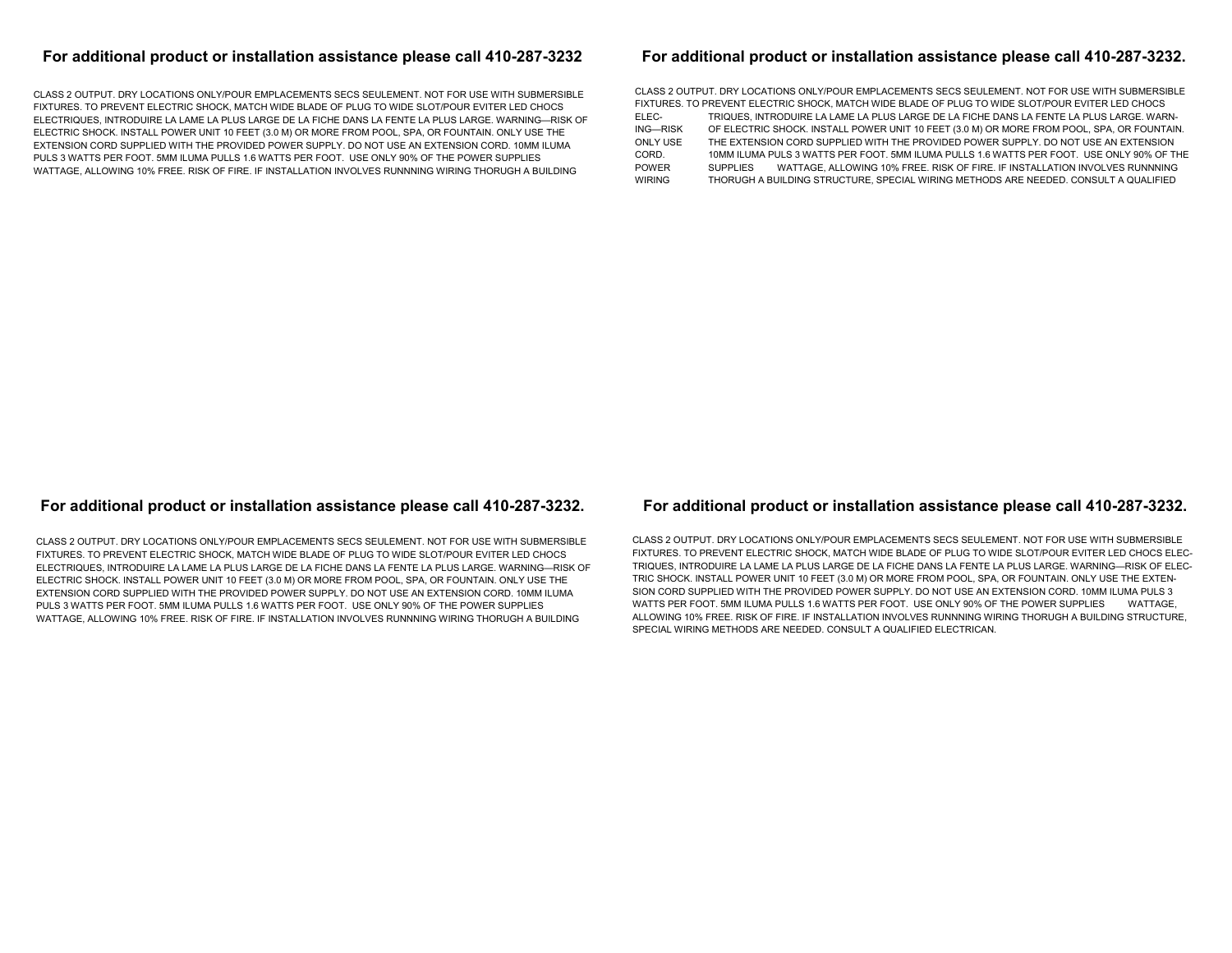## For additional product or installation assistance please call 410-287-3232

CLASS 2 OUTPUT. DRY LOCATIONS ONLY/POUR EMPLACEMENTS SECS SEULEMENT. NOT FOR USE WITH SUBMERSIBLE FIXTURES. TO PREVENT ELECTRIC SHOCK, MATCH WIDE BLADE OF PLUG TO WIDE SLOT/POUR EVITER LED CHOCS ELECTRIQUES, INTRODUIRE LA LAME LA PLUS LARGE DE LA FICHE DANS LA FENTE LA PLUS LARGE. WARNING—RISK OF ELECTRIC SHOCK. INSTALL POWER UNIT 10 FEET (3.0 M) OR MORE FROM POOL, SPA, OR FOUNTAIN. ONLY USE THE EXTENSION CORD SUPPLIED WITH THE PROVIDED POWER SUPPLY. DO NOT USE AN EXTENSION CORD. 10MM ILUMA PULS 3 WATTS PER FOOT. 5MM ILUMA PULLS 1.6 WATTS PER FOOT. USE ONLY 90% OF THE POWER SUPPLIES WATTAGE, ALLOWING 10% FREE. RISK OF FIRE. IF INSTALLATION INVOLVES RUNNNING WIRING THORUGH A BUILDING

## For additional product or installation assistance please call 410-287-3232.

CLASS 2 OUTPUT. DRY LOCATIONS ONLY/POUR EMPLACEMENTS SECS SEULEMENT. NOT FOR USE WITH SUBMERSIBLE FIXTURES. TO PREVENT ELECTRIC SHOCK, MATCH WIDE BLADE OF PLUG TO WIDE SLOT/POUR EVITER LED CHOCS ELEC-TRIQUES, INTRODUIRE LA LAME LA PLUS LARGE DE LA FICHE DANS LA FENTE LA PLUS LARGE. WARN-ING—RISK OF ELECTRIC SHOCK. INSTALL POWER UNIT 10 FEET (3.0 M) OR MORE FROM POOL, SPA, OR FOUNTAIN. ONLY USE THE EXTENSION CORD SUPPLIED WITH THE PROVIDED POWER SUPPLY. DO NOT USE AN EXTENSION CORD. 10MM ILUMA PULS 3 WATTS PER FOOT. 5MM ILUMA PULLS 1.6 WATTS PER FOOT. USE ONLY 90% OF THE POWER SUPPLIES WATTAGE, ALLOWING 10% FREE. RISK OF FIRE. IF INSTALLATION INVOLVES RUNNNING WIRING THORUGH A BUILDING STRUCTURE, SPECIAL WIRING METHODS ARE NEEDED. CONSULT A QUALIFIED

## For additional product or installation assistance please call 410-287-3232.

CLASS 2 OUTPUT. DRY LOCATIONS ONLY/POUR EMPLACEMENTS SECS SEULEMENT. NOT FOR USE WITH SUBMERSIBLE FIXTURES. TO PREVENT ELECTRIC SHOCK, MATCH WIDE BLADE OF PLUG TO WIDE SLOT/POUR EVITER LED CHOCS ELECTRIQUES, INTRODUIRE LA LAME LA PLUS LARGE DE LA FICHE DANS LA FENTE LA PLUS LARGE. WARNING—RISK OF ELECTRIC SHOCK. INSTALL POWER UNIT 10 FEET (3.0 M) OR MORE FROM POOL, SPA, OR FOUNTAIN. ONLY USE THE EXTENSION CORD SUPPLIED WITH THE PROVIDED POWER SUPPLY. DO NOT USE AN EXTENSION CORD. 10MM ILUMA PULS 3 WATTS PER FOOT. 5MM ILUMA PULLS 1.6 WATTS PER FOOT. USE ONLY 90% OF THE POWER SUPPLIES WATTAGE, ALLOWING 10% FREE. RISK OF FIRE. IF INSTALLATION INVOLVES RUNNNING WIRING THORUGH A BUILDING

## For additional product or installation assistance please call 410-287-3232.

CLASS 2 OUTPUT. DRY LOCATIONS ONLY/POUR EMPLACEMENTS SECS SEULEMENT. NOT FOR USE WITH SUBMERSIBLE FIXTURES. TO PREVENT ELECTRIC SHOCK, MATCH WIDE BLADE OF PLUG TO WIDE SLOT/POUR EVITER LED CHOCS ELEC-TRIQUES, INTRODUIRE LA LAME LA PLUS LARGE DE LA FICHE DANS LA FENTE LA PLUS LARGE. WARNING—RISK OF ELEC-TRIC SHOCK. INSTALL POWER UNIT 10 FEET (3.0 M) OR MORE FROM POOL, SPA, OR FOUNTAIN. ONLY USE THE EXTEN-SION CORD SUPPLIED WITH THE PROVIDED POWER SUPPLY. DO NOT USE AN EXTENSION CORD. 10MM ILUMA PULS 3 WATTS PER FOOT. 5MM ILUMA PULLS 1.6 WATTS PER FOOT. USE ONLY 90% OF THE POWER SUPPLIES WATTAGE, ALLOWING 10% FREE. RISK OF FIRE. IF INSTALLATION INVOLVES RUNNNING WIRING THORUGH A BUILDING STRUCTURE, SPECIAL WIRING METHODS ARE NEEDED. CONSULT A QUALIFIED ELECTRICAN.